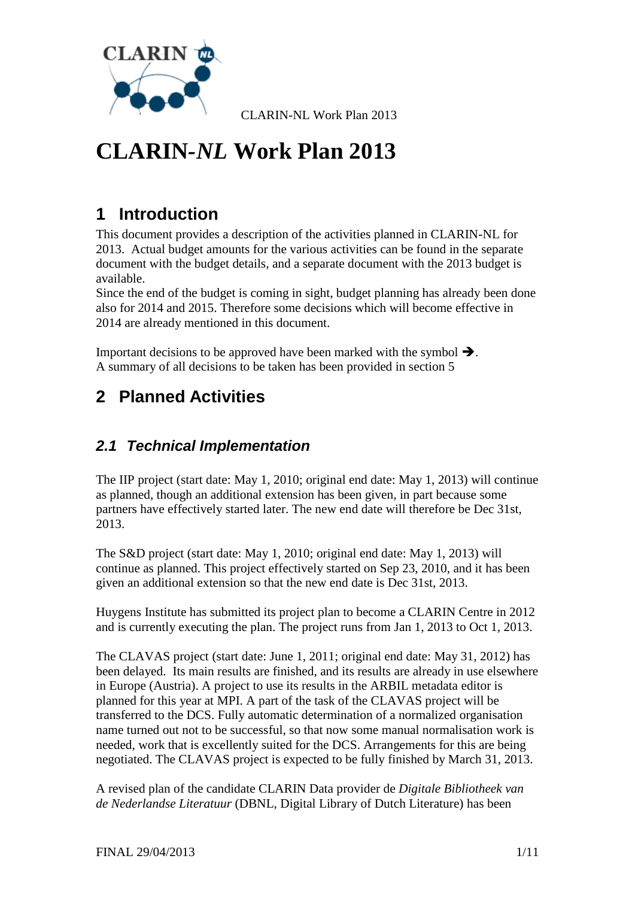# CLARIN-*NL* Work Plan 2013

## 1 Introduction

This document provides a description of the activities planned in CLARIN-NL for 2013. Actual budget amounts for the various activities can be found in the separate document with the budget details, and a separate document with the 2013 budget is available.
Since the end of the budget is coming in sight, budget planning has already been done also for 2014 and 2015. Therefore some decisions which will become effective in 2014 are already mentioned in this document.

Important decisions to be approved have been marked with the symbol ➔.
A summary of all decisions to be taken has been provided in section 5

## 2 Planned Activities

### *2.1 Technical Implementation*

The IIP project (start date: May 1, 2010; original end date: May 1, 2013) will continue as planned, though an additional extension has been given, in part because some partners have effectively started later. The new end date will therefore be Dec 31st, 2013.

The S&D project (start date: May 1, 2010; original end date: May 1, 2013) will continue as planned. This project effectively started on Sep 23, 2010, and it has been given an additional extension so that the new end date is Dec 31st, 2013.

Huygens Institute has submitted its project plan to become a CLARIN Centre in 2012 and is currently executing the plan. The project runs from Jan 1, 2013 to Oct 1, 2013.

The CLAVAS project (start date: June 1, 2011; original end date: May 31, 2012) has been delayed. Its main results are finished, and its results are already in use elsewhere in Europe (Austria). A project to use its results in the ARBIL metadata editor is planned for this year at MPI. A part of the task of the CLAVAS project will be transferred to the DCS. Fully automatic determination of a normalized organisation name turned out not to be successful, so that now some manual normalisation work is needed, work that is excellently suited for the DCS. Arrangements for this are being negotiated. The CLAVAS project is expected to be fully finished by March 31, 2013.

A revised plan of the candidate CLARIN Data provider de *Digitale Bibliotheek van de Nederlandse Literatuur* (DBNL, Digital Library of Dutch Literature) has been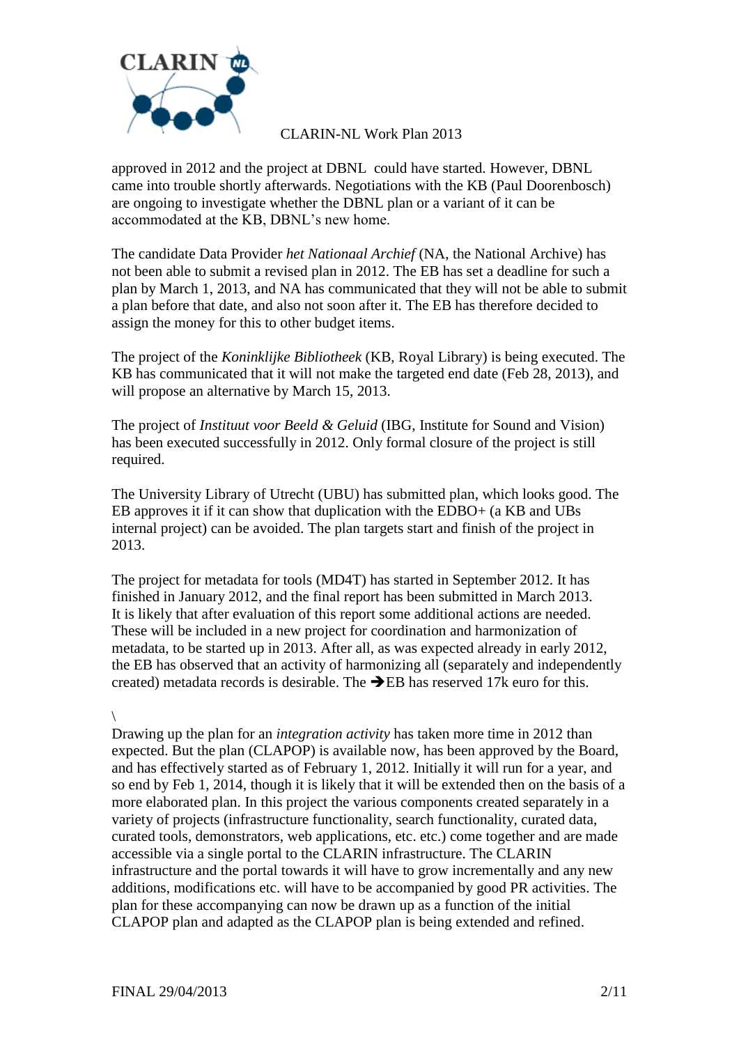approved in 2012 and the project at DBNL could have started. However, DBNL came into trouble shortly afterwards. Negotiations with the KB (Paul Doorenbosch) are ongoing to investigate whether the DBNL plan or a variant of it can be accommodated at the KB, DBNL's new home.

The candidate Data Provider *het Nationaal Archief* (NA, the National Archive) has not been able to submit a revised plan in 2012. The EB has set a deadline for such a plan by March 1, 2013, and NA has communicated that they will not be able to submit a plan before that date, and also not soon after it. The EB has therefore decided to assign the money for this to other budget items.

The project of the *Koninklijke Bibliotheek* (KB, Royal Library) is being executed. The KB has communicated that it will not make the targeted end date (Feb 28, 2013), and will propose an alternative by March 15, 2013.

The project of *Instituut voor Beeld & Geluid* (IBG, Institute for Sound and Vision) has been executed successfully in 2012. Only formal closure of the project is still required.

The University Library of Utrecht (UBU) has submitted plan, which looks good. The EB approves it if it can show that duplication with the EDBO+ (a KB and UBs internal project) can be avoided. The plan targets start and finish of the project in 2013.

The project for metadata for tools (MD4T) has started in September 2012. It has finished in January 2012, and the final report has been submitted in March 2013. It is likely that after evaluation of this report some additional actions are needed. These will be included in a new project for coordination and harmonization of metadata, to be started up in 2013. After all, as was expected already in early 2012, the EB has observed that an activity of harmonizing all (separately and independently created) metadata records is desirable. The ➔EB has reserved 17k euro for this.

\

Drawing up the plan for an *integration activity* has taken more time in 2012 than expected. But the plan (CLAPOP) is available now, has been approved by the Board, and has effectively started as of February 1, 2012. Initially it will run for a year, and so end by Feb 1, 2014, though it is likely that it will be extended then on the basis of a more elaborated plan. In this project the various components created separately in a variety of projects (infrastructure functionality, search functionality, curated data, curated tools, demonstrators, web applications, etc. etc.) come together and are made accessible via a single portal to the CLARIN infrastructure. The CLARIN infrastructure and the portal towards it will have to grow incrementally and any new additions, modifications etc. will have to be accompanied by good PR activities. The plan for these accompanying can now be drawn up as a function of the initial CLAPOP plan and adapted as the CLAPOP plan is being extended and refined.

FINAL 29/04/2013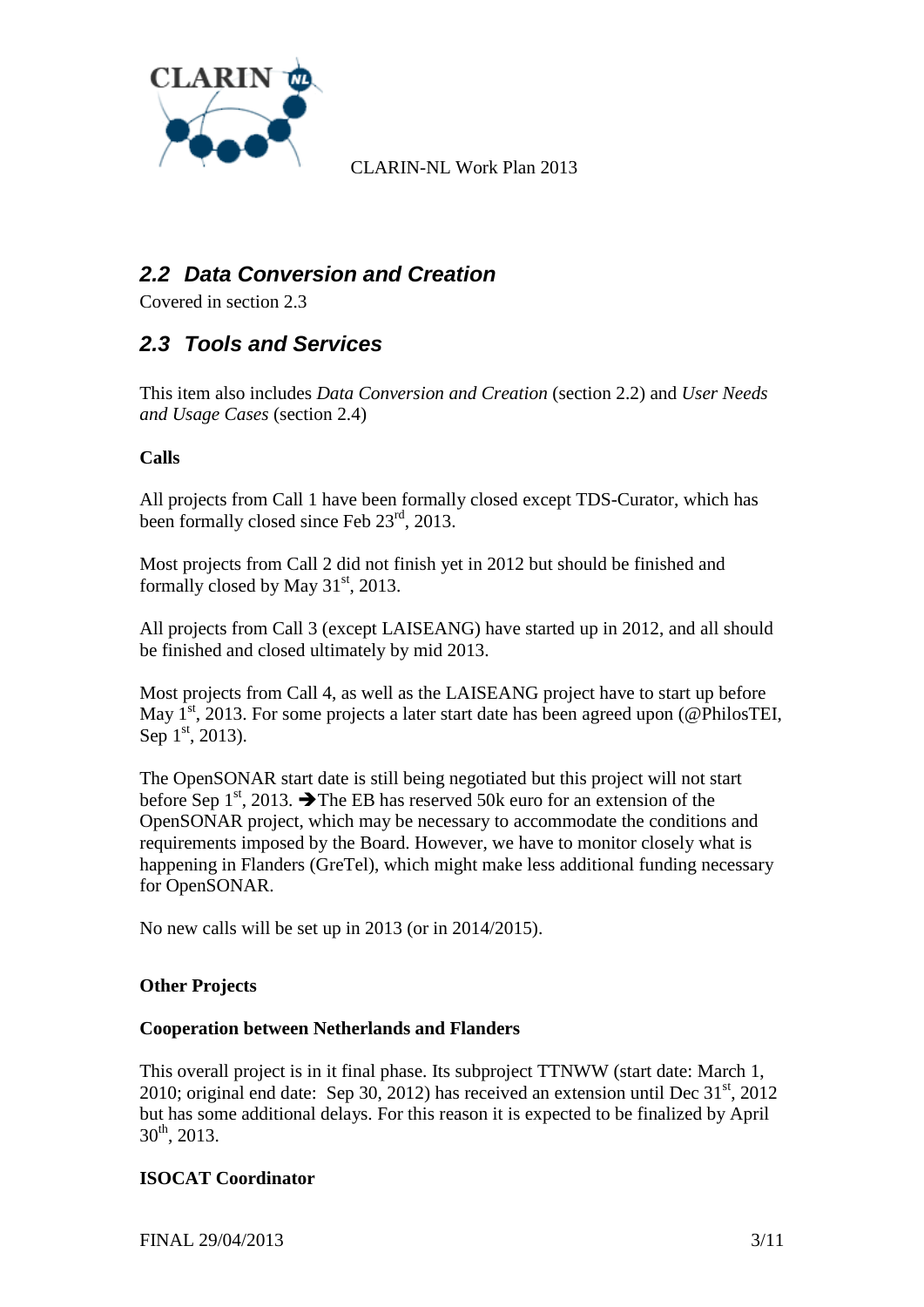## *2.2 Data Conversion and Creation*

Covered in section 2.3

## *2.3 Tools and Services*

This item also includes *Data Conversion and Creation* (section 2.2) and *User Needs and Usage Cases* (section 2.4)

**Calls**

All projects from Call 1 have been formally closed except TDS-Curator, which has been formally closed since Feb 23rd, 2013.

Most projects from Call 2 did not finish yet in 2012 but should be finished and formally closed by May 31st, 2013.

All projects from Call 3 (except LAISEANG) have started up in 2012, and all should be finished and closed ultimately by mid 2013.

Most projects from Call 4, as well as the LAISEANG project have to start up before May 1st, 2013. For some projects a later start date has been agreed upon (@PhilosTEI, Sep 1st, 2013).

The OpenSONAR start date is still being negotiated but this project will not start before Sep 1st, 2013. ➔The EB has reserved 50k euro for an extension of the OpenSONAR project, which may be necessary to accommodate the conditions and requirements imposed by the Board. However, we have to monitor closely what is happening in Flanders (GreTel), which might make less additional funding necessary for OpenSONAR.

No new calls will be set up in 2013 (or in 2014/2015).

**Other Projects**

**Cooperation between Netherlands and Flanders**

This overall project is in it final phase. Its subproject TTNWW (start date: March 1, 2010; original end date: Sep 30, 2012) has received an extension until Dec 31st, 2012 but has some additional delays. For this reason it is expected to be finalized by April 30th, 2013.

**ISOCAT Coordinator**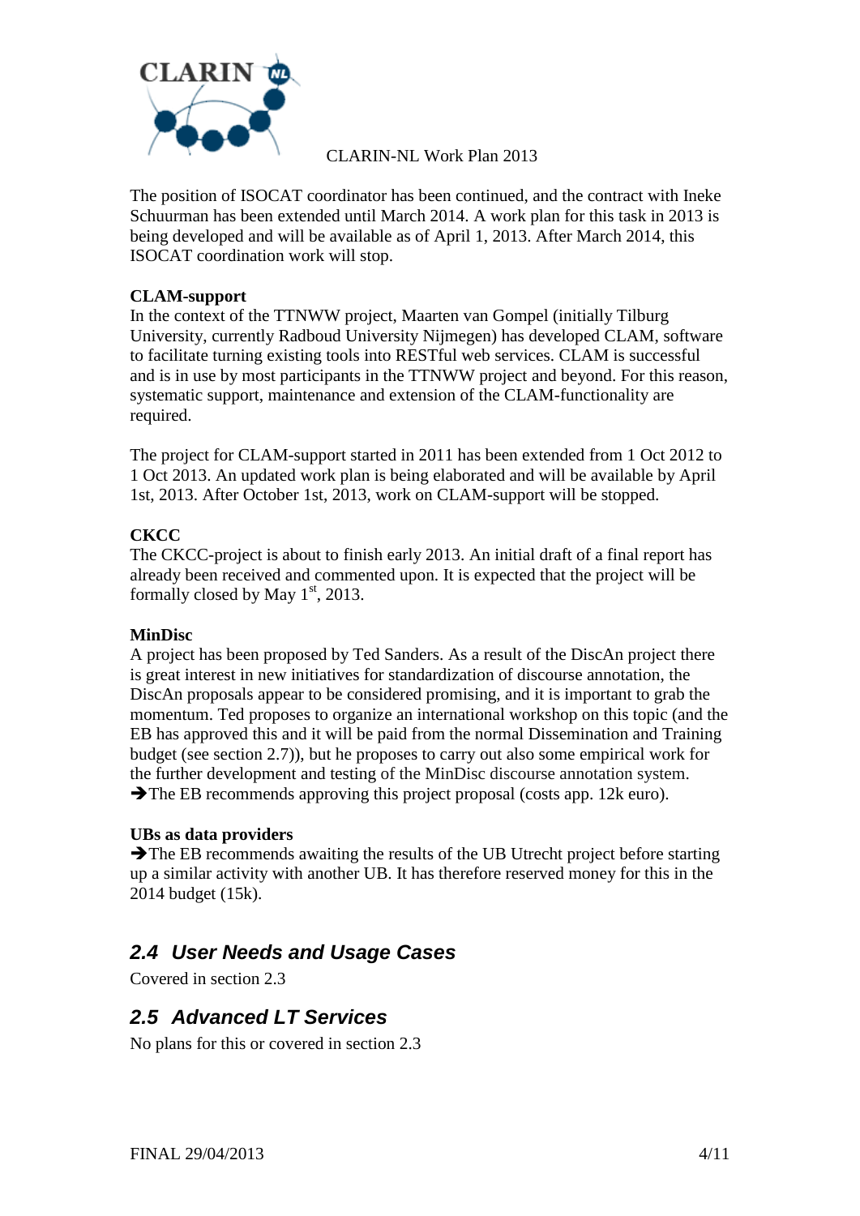The position of ISOCAT coordinator has been continued, and the contract with Ineke Schuurman has been extended until March 2014. A work plan for this task in 2013 is being developed and will be available as of April 1, 2013. After March 2014, this ISOCAT coordination work will stop.

**CLAM-support**

In the context of the TTNWW project, Maarten van Gompel (initially Tilburg University, currently Radboud University Nijmegen) has developed CLAM, software to facilitate turning existing tools into RESTful web services. CLAM is successful and is in use by most participants in the TTNWW project and beyond. For this reason, systematic support, maintenance and extension of the CLAM-functionality are required.

The project for CLAM-support started in 2011 has been extended from 1 Oct 2012 to 1 Oct 2013. An updated work plan is being elaborated and will be available by April 1st, 2013. After October 1st, 2013, work on CLAM-support will be stopped.

**CKCC**

The CKCC-project is about to finish early 2013. An initial draft of a final report has already been received and commented upon. It is expected that the project will be formally closed by May 1st, 2013.

**MinDisc**

A project has been proposed by Ted Sanders. As a result of the DiscAn project there is great interest in new initiatives for standardization of discourse annotation, the DiscAn proposals appear to be considered promising, and it is important to grab the momentum. Ted proposes to organize an international workshop on this topic (and the EB has approved this and it will be paid from the normal Dissemination and Training budget (see section 2.7)), but he proposes to carry out also some empirical work for the further development and testing of the MinDisc discourse annotation system.

➔The EB recommends approving this project proposal (costs app. 12k euro).

**UBs as data providers**

➔The EB recommends awaiting the results of the UB Utrecht project before starting up a similar activity with another UB. It has therefore reserved money for this in the 2014 budget (15k).

## *2.4 User Needs and Usage Cases*

Covered in section 2.3

## *2.5 Advanced LT Services*

No plans for this or covered in section 2.3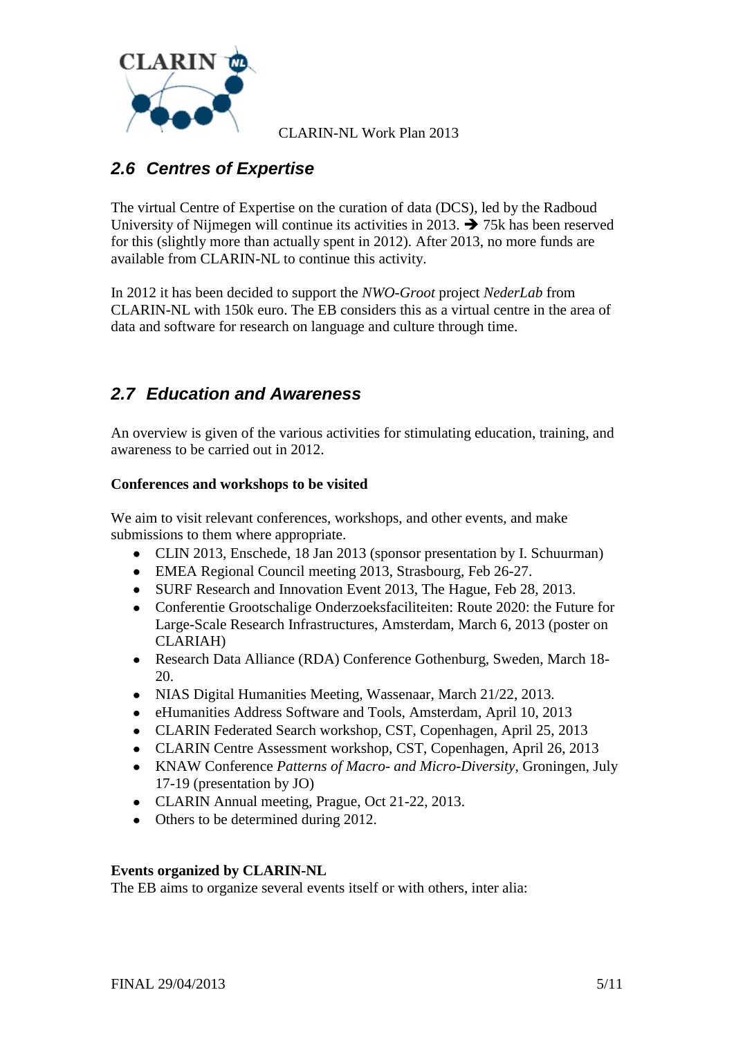## 2.6 Centres of Expertise

The virtual Centre of Expertise on the curation of data (DCS), led by the Radboud University of Nijmegen will continue its activities in 2013. ➔ 75k has been reserved for this (slightly more than actually spent in 2012). After 2013, no more funds are available from CLARIN-NL to continue this activity.

In 2012 it has been decided to support the *NWO-Groot* project *NederLab* from CLARIN-NL with 150k euro. The EB considers this as a virtual centre in the area of data and software for research on language and culture through time.

## 2.7 Education and Awareness

An overview is given of the various activities for stimulating education, training, and awareness to be carried out in 2012.

**Conferences and workshops to be visited**

We aim to visit relevant conferences, workshops, and other events, and make submissions to them where appropriate.

- CLIN 2013, Enschede, 18 Jan 2013 (sponsor presentation by I. Schuurman)
- EMEA Regional Council meeting 2013, Strasbourg, Feb 26-27.
- SURF Research and Innovation Event 2013, The Hague, Feb 28, 2013.
- Conferentie Grootschalige Onderzoeksfaciliteiten: Route 2020: the Future for Large-Scale Research Infrastructures, Amsterdam, March 6, 2013 (poster on CLARIAH)
- Research Data Alliance (RDA) Conference Gothenburg, Sweden, March 18-20.
- NIAS Digital Humanities Meeting, Wassenaar, March 21/22, 2013.
- eHumanities Address Software and Tools, Amsterdam, April 10, 2013
- CLARIN Federated Search workshop, CST, Copenhagen, April 25, 2013
- CLARIN Centre Assessment workshop, CST, Copenhagen, April 26, 2013
- KNAW Conference *Patterns of Macro- and Micro-Diversity*, Groningen, July 17-19 (presentation by JO)
- CLARIN Annual meeting, Prague, Oct 21-22, 2013.
- Others to be determined during 2012.

**Events organized by CLARIN-NL**

The EB aims to organize several events itself or with others, inter alia: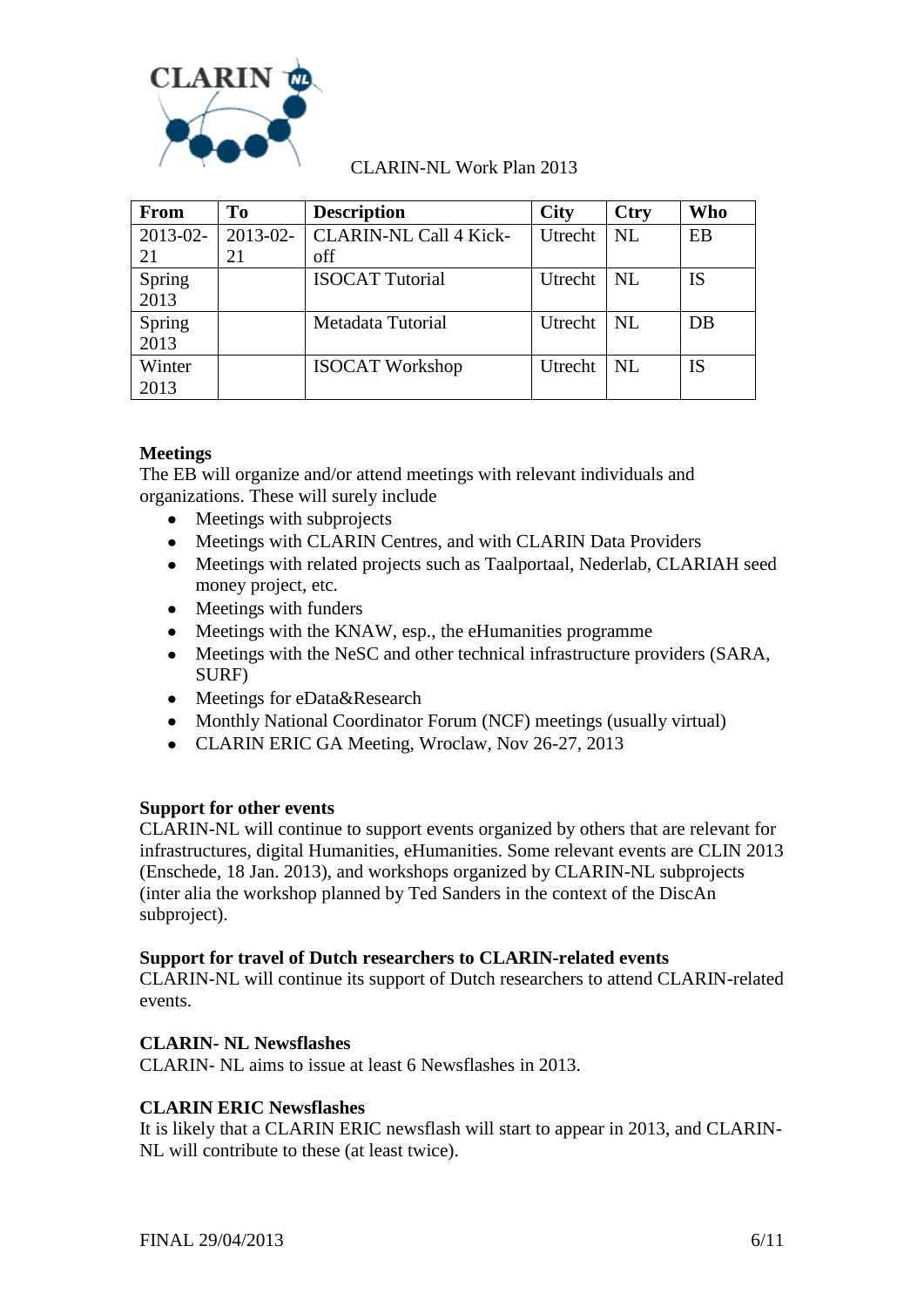CLARIN-NL Work Plan 2013

| From | To | Description | City | Ctry | Who |
|---|---|---|---|---|---|
| 2013-02-21 | 2013-02-21 | CLARIN-NL Call 4 Kick-off | Utrecht | NL | EB |
| Spring 2013 | | ISOCAT Tutorial | Utrecht | NL | IS |
| Spring 2013 | | Metadata Tutorial | Utrecht | NL | DB |
| Winter 2013 | | ISOCAT Workshop | Utrecht | NL | IS |

**Meetings**

The EB will organize and/or attend meetings with relevant individuals and organizations. These will surely include

- Meetings with subprojects
- Meetings with CLARIN Centres, and with CLARIN Data Providers
- Meetings with related projects such as Taalportaal, Nederlab, CLARIAH seed money project, etc.
- Meetings with funders
- Meetings with the KNAW, esp., the eHumanities programme
- Meetings with the NeSC and other technical infrastructure providers (SARA, SURF)
- Meetings for eData&Research
- Monthly National Coordinator Forum (NCF) meetings (usually virtual)
- CLARIN ERIC GA Meeting, Wroclaw, Nov 26-27, 2013

**Support for other events**

CLARIN-NL will continue to support events organized by others that are relevant for infrastructures, digital Humanities, eHumanities. Some relevant events are CLIN 2013 (Enschede, 18 Jan. 2013), and workshops organized by CLARIN-NL subprojects (inter alia the workshop planned by Ted Sanders in the context of the DiscAn subproject).

**Support for travel of Dutch researchers to CLARIN-related events**

CLARIN-NL will continue its support of Dutch researchers to attend CLARIN-related events.

**CLARIN- NL Newsflashes**

CLARIN- NL aims to issue at least 6 Newsflashes in 2013.

**CLARIN ERIC Newsflashes**

It is likely that a CLARIN ERIC newsflash will start to appear in 2013, and CLARIN-NL will contribute to these (at least twice).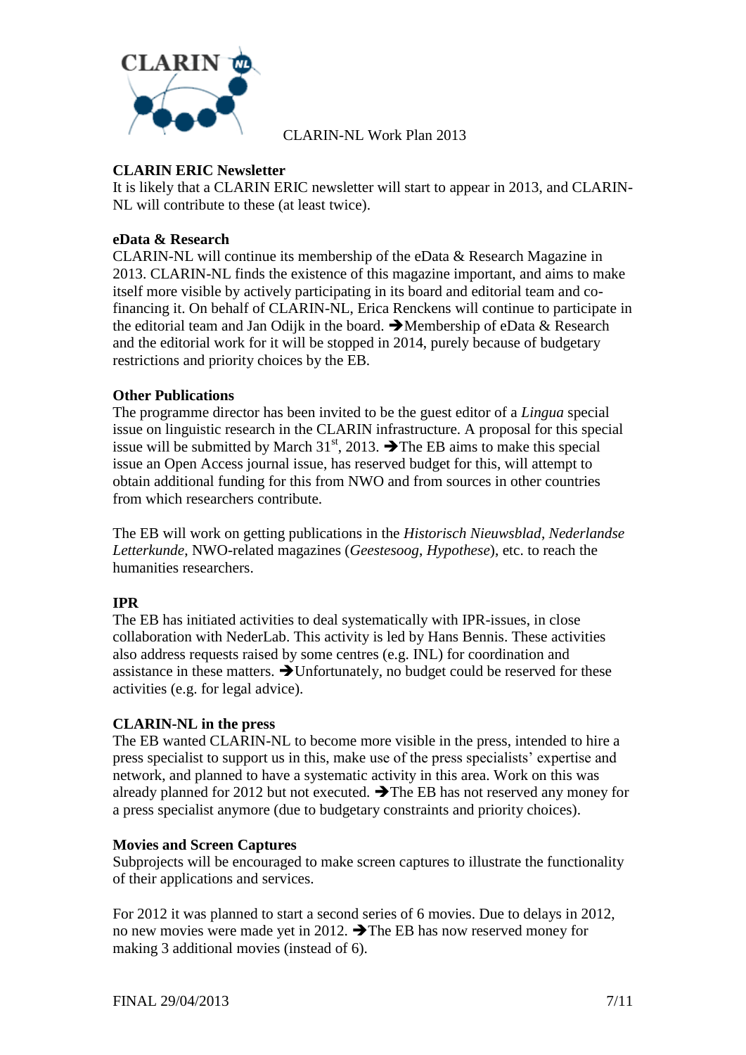**CLARIN ERIC Newsletter**
It is likely that a CLARIN ERIC newsletter will start to appear in 2013, and CLARIN-NL will contribute to these (at least twice).

**eData & Research**
CLARIN-NL will continue its membership of the eData & Research Magazine in 2013. CLARIN-NL finds the existence of this magazine important, and aims to make itself more visible by actively participating in its board and editorial team and co-financing it. On behalf of CLARIN-NL, Erica Renckens will continue to participate in the editorial team and Jan Odijk in the board. ➔Membership of eData & Research and the editorial work for it will be stopped in 2014, purely because of budgetary restrictions and priority choices by the EB.

**Other Publications**
The programme director has been invited to be the guest editor of a *Lingua* special issue on linguistic research in the CLARIN infrastructure. A proposal for this special issue will be submitted by March 31st, 2013. ➔The EB aims to make this special issue an Open Access journal issue, has reserved budget for this, will attempt to obtain additional funding for this from NWO and from sources in other countries from which researchers contribute.

The EB will work on getting publications in the *Historisch Nieuwsblad*, *Nederlandse Letterkunde*, NWO-related magazines (*Geestesoog*, *Hypothese*), etc. to reach the humanities researchers.

**IPR**
The EB has initiated activities to deal systematically with IPR-issues, in close collaboration with NederLab. This activity is led by Hans Bennis. These activities also address requests raised by some centres (e.g. INL) for coordination and assistance in these matters. ➔Unfortunately, no budget could be reserved for these activities (e.g. for legal advice).

**CLARIN-NL in the press**
The EB wanted CLARIN-NL to become more visible in the press, intended to hire a press specialist to support us in this, make use of the press specialists' expertise and network, and planned to have a systematic activity in this area. Work on this was already planned for 2012 but not executed. ➔The EB has not reserved any money for a press specialist anymore (due to budgetary constraints and priority choices).

**Movies and Screen Captures**
Subprojects will be encouraged to make screen captures to illustrate the functionality of their applications and services.

For 2012 it was planned to start a second series of 6 movies. Due to delays in 2012, no new movies were made yet in 2012. ➔The EB has now reserved money for making 3 additional movies (instead of 6).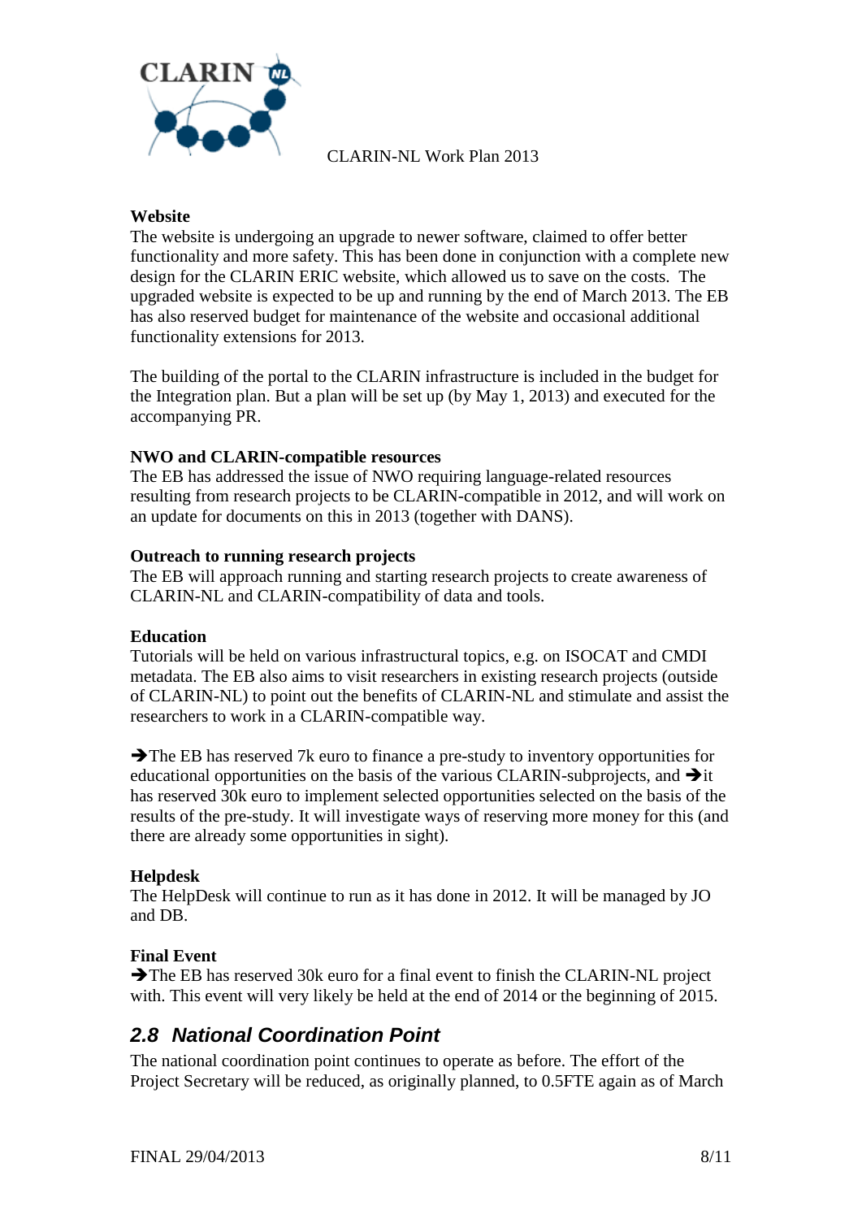**Website**

The website is undergoing an upgrade to newer software, claimed to offer better functionality and more safety. This has been done in conjunction with a complete new design for the CLARIN ERIC website, which allowed us to save on the costs. The upgraded website is expected to be up and running by the end of March 2013. The EB has also reserved budget for maintenance of the website and occasional additional functionality extensions for 2013.

The building of the portal to the CLARIN infrastructure is included in the budget for the Integration plan. But a plan will be set up (by May 1, 2013) and executed for the accompanying PR.

**NWO and CLARIN-compatible resources**

The EB has addressed the issue of NWO requiring language-related resources resulting from research projects to be CLARIN-compatible in 2012, and will work on an update for documents on this in 2013 (together with DANS).

**Outreach to running research projects**

The EB will approach running and starting research projects to create awareness of CLARIN-NL and CLARIN-compatibility of data and tools.

**Education**

Tutorials will be held on various infrastructural topics, e.g. on ISOCAT and CMDI metadata. The EB also aims to visit researchers in existing research projects (outside of CLARIN-NL) to point out the benefits of CLARIN-NL and stimulate and assist the researchers to work in a CLARIN-compatible way.

➔The EB has reserved 7k euro to finance a pre-study to inventory opportunities for educational opportunities on the basis of the various CLARIN-subprojects, and ➔it has reserved 30k euro to implement selected opportunities selected on the basis of the results of the pre-study. It will investigate ways of reserving more money for this (and there are already some opportunities in sight).

**Helpdesk**

The HelpDesk will continue to run as it has done in 2012. It will be managed by JO and DB.

**Final Event**

➔The EB has reserved 30k euro for a final event to finish the CLARIN-NL project with. This event will very likely be held at the end of 2014 or the beginning of 2015.

## *2.8 National Coordination Point*

The national coordination point continues to operate as before. The effort of the Project Secretary will be reduced, as originally planned, to 0.5FTE again as of March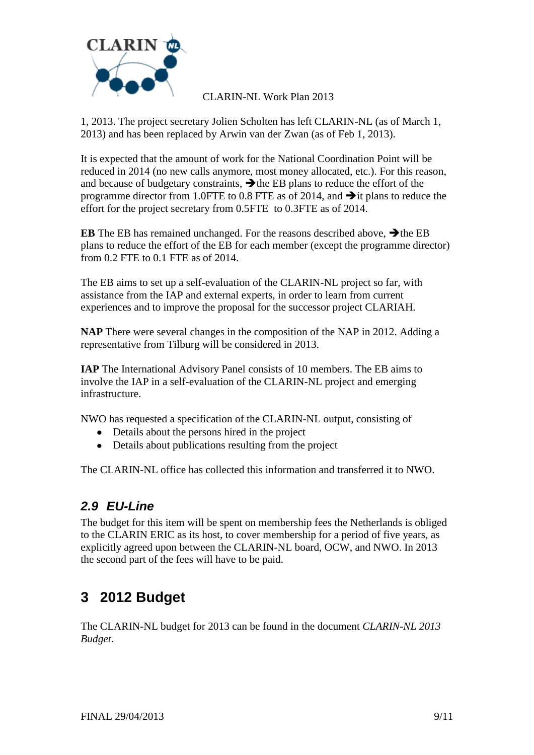1, 2013. The project secretary Jolien Scholten has left CLARIN-NL (as of March 1, 2013) and has been replaced by Arwin van der Zwan (as of Feb 1, 2013).

It is expected that the amount of work for the National Coordination Point will be reduced in 2014 (no new calls anymore, most money allocated, etc.). For this reason, and because of budgetary constraints, ➔the EB plans to reduce the effort of the programme director from 1.0FTE to 0.8 FTE as of 2014, and ➔it plans to reduce the effort for the project secretary from 0.5FTE to 0.3FTE as of 2014.

**EB** The EB has remained unchanged. For the reasons described above, ➔the EB plans to reduce the effort of the EB for each member (except the programme director) from 0.2 FTE to 0.1 FTE as of 2014.

The EB aims to set up a self-evaluation of the CLARIN-NL project so far, with assistance from the IAP and external experts, in order to learn from current experiences and to improve the proposal for the successor project CLARIAH.

**NAP** There were several changes in the composition of the NAP in 2012. Adding a representative from Tilburg will be considered in 2013.

**IAP** The International Advisory Panel consists of 10 members. The EB aims to involve the IAP in a self-evaluation of the CLARIN-NL project and emerging infrastructure.

NWO has requested a specification of the CLARIN-NL output, consisting of

- Details about the persons hired in the project
- Details about publications resulting from the project

The CLARIN-NL office has collected this information and transferred it to NWO.

## *2.9 EU-Line*

The budget for this item will be spent on membership fees the Netherlands is obliged to the CLARIN ERIC as its host, to cover membership for a period of five years, as explicitly agreed upon between the CLARIN-NL board, OCW, and NWO. In 2013 the second part of the fees will have to be paid.

# 3 2012 Budget

The CLARIN-NL budget for 2013 can be found in the document *CLARIN-NL 2013 Budget*.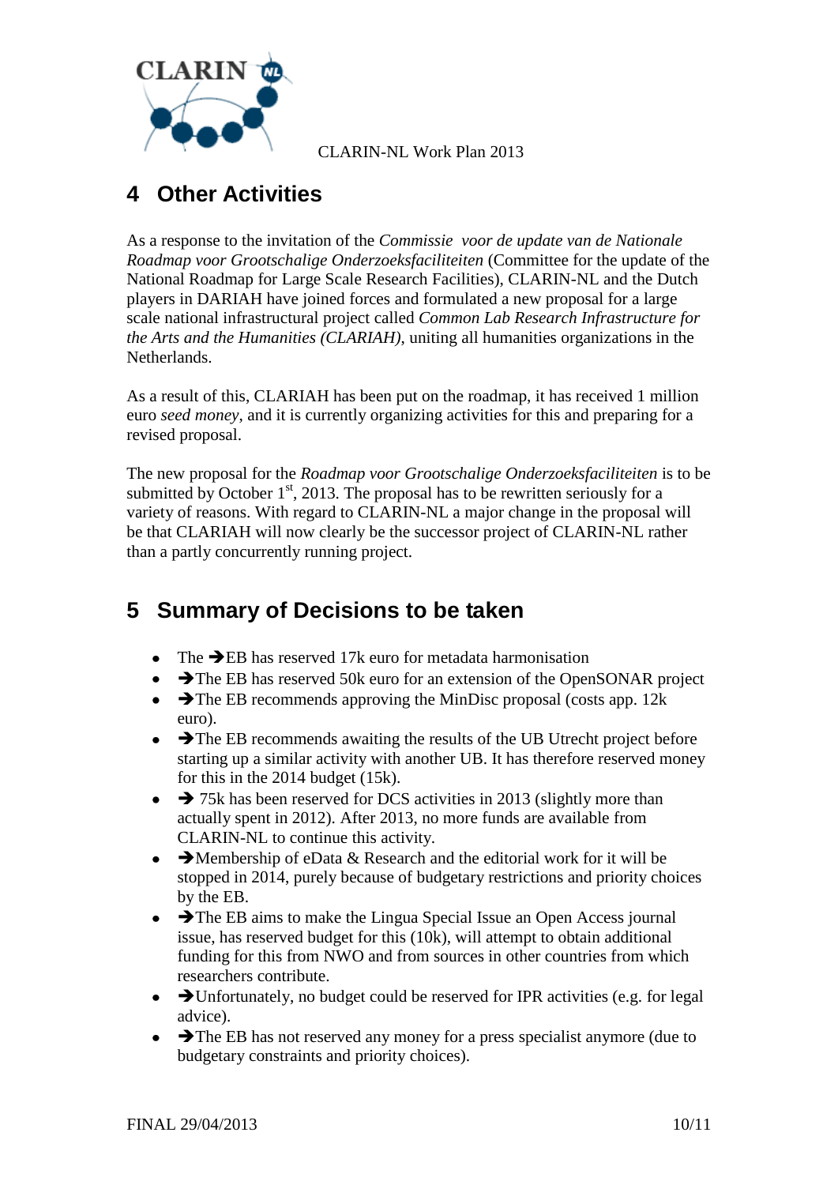# 4 Other Activities

As a response to the invitation of the *Commissie voor de update van de Nationale Roadmap voor Grootschalige Onderzoeksfaciliteiten* (Committee for the update of the National Roadmap for Large Scale Research Facilities), CLARIN-NL and the Dutch players in DARIAH have joined forces and formulated a new proposal for a large scale national infrastructural project called *Common Lab Research Infrastructure for the Arts and the Humanities (CLARIAH)*, uniting all humanities organizations in the Netherlands.

As a result of this, CLARIAH has been put on the roadmap, it has received 1 million euro *seed money*, and it is currently organizing activities for this and preparing for a revised proposal.

The new proposal for the *Roadmap voor Grootschalige Onderzoeksfaciliteiten* is to be submitted by October 1st, 2013. The proposal has to be rewritten seriously for a variety of reasons. With regard to CLARIN-NL a major change in the proposal will be that CLARIAH will now clearly be the successor project of CLARIN-NL rather than a partly concurrently running project.

# 5 Summary of Decisions to be taken

- The ➔EB has reserved 17k euro for metadata harmonisation
- ➔The EB has reserved 50k euro for an extension of the OpenSONAR project
- ➔The EB recommends approving the MinDisc proposal (costs app. 12k euro).
- ➔The EB recommends awaiting the results of the UB Utrecht project before starting up a similar activity with another UB. It has therefore reserved money for this in the 2014 budget (15k).
- ➔ 75k has been reserved for DCS activities in 2013 (slightly more than actually spent in 2012). After 2013, no more funds are available from CLARIN-NL to continue this activity.
- ➔Membership of eData & Research and the editorial work for it will be stopped in 2014, purely because of budgetary restrictions and priority choices by the EB.
- ➔The EB aims to make the Lingua Special Issue an Open Access journal issue, has reserved budget for this (10k), will attempt to obtain additional funding for this from NWO and from sources in other countries from which researchers contribute.
- ➔Unfortunately, no budget could be reserved for IPR activities (e.g. for legal advice).
- ➔The EB has not reserved any money for a press specialist anymore (due to budgetary constraints and priority choices).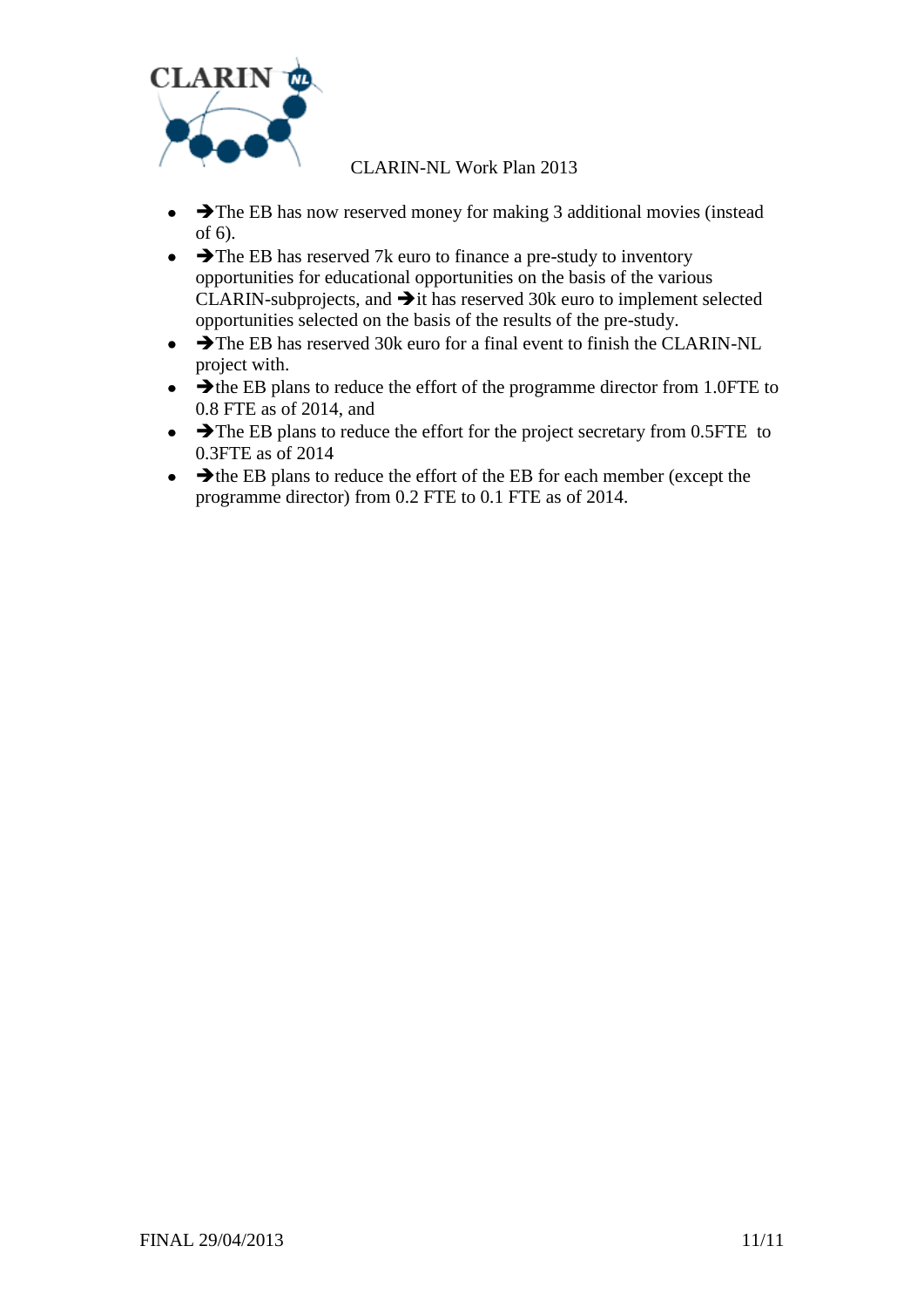- ➔The EB has now reserved money for making 3 additional movies (instead of 6).
- ➔The EB has reserved 7k euro to finance a pre-study to inventory opportunities for educational opportunities on the basis of the various CLARIN-subprojects, and ➔it has reserved 30k euro to implement selected opportunities selected on the basis of the results of the pre-study.
- ➔The EB has reserved 30k euro for a final event to finish the CLARIN-NL project with.
- ➔the EB plans to reduce the effort of the programme director from 1.0FTE to 0.8 FTE as of 2014, and
- ➔The EB plans to reduce the effort for the project secretary from 0.5FTE to 0.3FTE as of 2014
- ➔the EB plans to reduce the effort of the EB for each member (except the programme director) from 0.2 FTE to 0.1 FTE as of 2014.